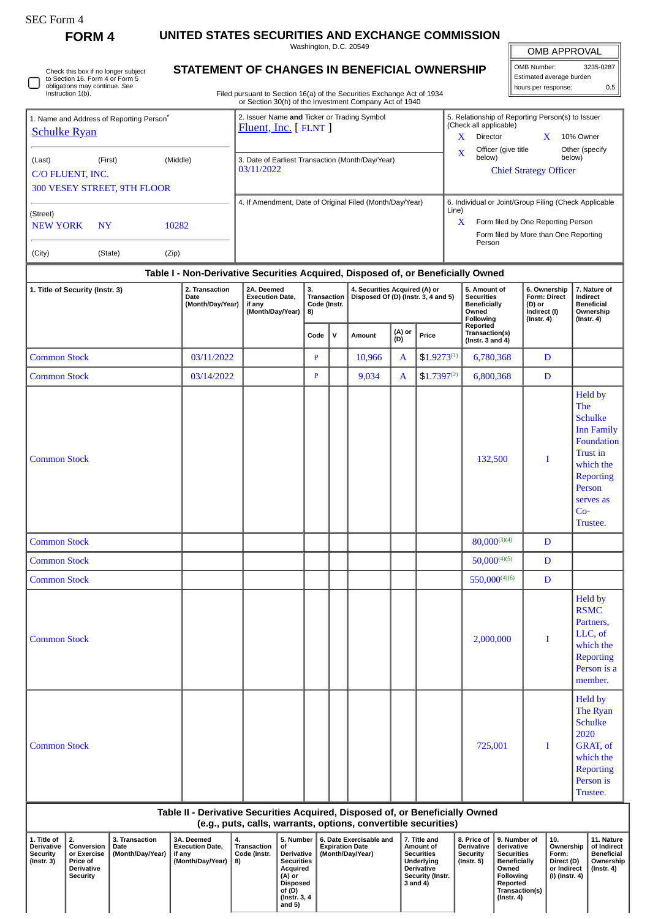SEC Form 4

# FORM 4

## UNITED STATES SECURITIES AND EXCHANGE COMMISSION

Washington, D.C. 20549

## STATEMENT OF CHANGES IN BENEFICIAL OWNERSHIP

Filed pursuant to Section 16(a) of the Securities Exchange Act of 1934 or Section 30(h) of the Investment Company Act of 1940

☐ Check this box if no longer subject to Section 16. Form 4 or Form 5 obligations may continue. *See* Instruction 1(b).

| OMB APPROVAL | |
|---|---|
| OMB Number: | 3235-0287 |
| Estimated average burden | |
| hours per response: | 0.5 |

| 1. Name and Address of Reporting Person* | 2. Issuer Name **and** Ticker or Trading Symbol | 5. Relationship of Reporting Person(s) to Issuer (Check all applicable) |
|---|---|---|
| Schulke Ryan | Fluent, Inc. [ FLNT ] | X Director; X 10% Owner; X Officer (give title below); Other (specify below) |
| (Last) (First) (Middle) C/O FLUENT, INC. 300 VESEY STREET, 9TH FLOOR | 3. Date of Earliest Transaction (Month/Day/Year) 03/11/2022 | Chief Strategy Officer |
| (Street) NEW YORK NY 10282 | 4. If Amendment, Date of Original Filed (Month/Day/Year) | 6. Individual or Joint/Group Filing (Check Applicable Line) X Form filed by One Reporting Person; Form filed by More than One Reporting Person |
| (City) (State) (Zip) | | |

### Table I - Non-Derivative Securities Acquired, Disposed of, or Beneficially Owned

| 1. Title of Security (Instr. 3) | 2. Transaction Date (Month/Day/Year) | 2A. Deemed Execution Date, if any (Month/Day/Year) | 3. Transaction Code (Instr. 8) | | 4. Securities Acquired (A) or Disposed Of (D) (Instr. 3, 4 and 5) | | | 5. Amount of Securities Beneficially Owned Following Reported Transaction(s) (Instr. 3 and 4) | 6. Ownership Form: Direct (D) or Indirect (I) (Instr. 4) | 7. Nature of Indirect Beneficial Ownership (Instr. 4) |
|---|---|---|---|---|---|---|---|---|---|---|
| | | | Code | V | Amount | (A) or (D) | Price | | | |
| Common Stock | 03/11/2022 | | P | | 10,966 | A | $1.9273[1] | 6,780,368 | D | |
| Common Stock | 03/14/2022 | | P | | 9,034 | A | $1.7397[2] | 6,800,368 | D | |
| Common Stock | | | | | | | | 132,500 | I | Held by The Schulke Inn Family Foundation Trust in which the Reporting Person serves as Co-Trustee. |
| Common Stock | | | | | | | | 80,000[3][4] | D | |
| Common Stock | | | | | | | | 50,000[4][5] | D | |
| Common Stock | | | | | | | | 550,000[4][6] | D | |
| Common Stock | | | | | | | | 2,000,000 | I | Held by RSMC Partners, LLC, of which the Reporting Person is a member. |
| Common Stock | | | | | | | | 725,001 | I | Held by The Ryan Schulke 2020 GRAT, of which the Reporting Person is Trustee. |

### Table II - Derivative Securities Acquired, Disposed of, or Beneficially Owned (e.g., puts, calls, warrants, options, convertible securities)

| 1. Title of Derivative Security (Instr. 3) | 2. Conversion or Exercise Price of Derivative Security | 3. Transaction Date (Month/Day/Year) | 3A. Deemed Execution Date, if any (Month/Day/Year) | 4. Transaction Code (Instr. 8) | 5. Number of Derivative Securities Acquired (A) or Disposed of (D) (Instr. 3, 4 and 5) | 6. Date Exercisable and Expiration Date (Month/Day/Year) | 7. Title and Amount of Securities Underlying Derivative Security (Instr. 3 and 4) | 8. Price of Derivative Security (Instr. 5) | 9. Number of derivative Securities Beneficially Owned Following Reported Transaction(s) (Instr. 4) | 10. Ownership Form: Direct (D) or Indirect (I) (Instr. 4) | 11. Nature of Indirect Beneficial Ownership (Instr. 4) |
|---|---|---|---|---|---|---|---|---|---|---|---|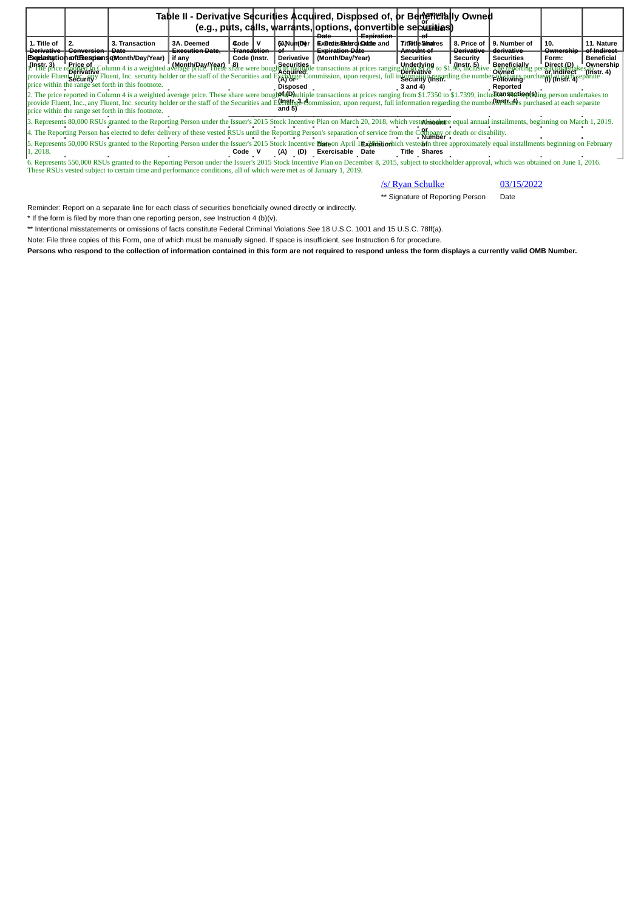# Table II - Derivative Securities Acquired, Disposed of, or Beneficially Owned
## (e.g., puts, calls, warrants, options, convertible securities)

| 1. Title of Derivative Security (Instr. 3) | 2. Conversion or Exercise Price of Derivative Security | 3. Transaction Date (Month/Day/Year) | 3A. Deemed Execution Date, if any (Month/Day/Year) | 4. Transaction Code (Instr. 8) | | 5. Number of Derivative Securities Acquired (A) or Disposed of (D) (Instr. 3, 4 and 5) | | 6. Date Exercisable and Expiration Date (Month/Day/Year) | | 7. Title and Amount of Securities Underlying Derivative Security (Instr. 3 and 4) | | 8. Price of Derivative Security (Instr. 5) | 9. Number of derivative Securities Beneficially Owned Following Reported Transaction(s) (Instr. 4) | 10. Ownership Form: Direct (D) or Indirect (I) (Instr. 4) | 11. Nature of Indirect Beneficial Ownership (Instr. 4) |
|---|---|---|---|---|---|---|---|---|---|---|---|---|---|---|---|
| | | | | Code | V | (A) | (D) | Date Exercisable | Expiration Date | Title | Amount or Number of Shares | | | | |

**Explanation of Responses:**

1. The price reported in Column 4 is a weighted average price. These share were bought in multiple transactions at prices ranging from $1.87 to $1.96, inclusive. The reporting person undertakes to provide Fluent, Inc., any Fluent, Inc. security holder or the staff of the Securities and Exchange Commission, upon request, full information regarding the number of shares purchased at each separate price within the range set forth in this footnote.

2. The price reported in Column 4 is a weighted average price. These share were bought in multiple transactions at prices ranging from $1.7350 to $1.7399, inclusive. The reporting person undertakes to provide Fluent, Inc., any Fluent, Inc. security holder or the staff of the Securities and Exchange Commission, upon request, full information regarding the number of shares purchased at each separate price within the range set forth in this footnote.

3. Represents 80,000 RSUs granted to the Reporting Person under the Issuer's 2015 Stock Incentive Plan on March 20, 2018, which vest in three equal annual installments, beginning on March 1, 2019.

4. The Reporting Person has elected to defer delivery of these vested RSUs until the Reporting Person's separation of service from the Company or death or disability.

5. Represents 50,000 RSUs granted to the Reporting Person under the Issuer's 2015 Stock Incentive Plan on April 1, 2017, which vested in three approximately equal installments beginning on February 1, 2018.

6. Represents 550,000 RSUs granted to the Reporting Person under the Issuer's 2015 Stock Incentive Plan on December 8, 2015, subject to stockholder approval, which was obtained on June 1, 2016. These RSUs vested subject to certain time and performance conditions, all of which were met as of January 1, 2019.

/s/ Ryan Schulke — 03/15/2022

** Signature of Reporting Person — Date

Reminder: Report on a separate line for each class of securities beneficially owned directly or indirectly.

* If the form is filed by more than one reporting person, *see* Instruction 4 (b)(v).

** Intentional misstatements or omissions of facts constitute Federal Criminal Violations *See* 18 U.S.C. 1001 and 15 U.S.C. 78ff(a).

Note: File three copies of this Form, one of which must be manually signed. If space is insufficient, *see* Instruction 6 for procedure.

**Persons who respond to the collection of information contained in this form are not required to respond unless the form displays a currently valid OMB Number.**